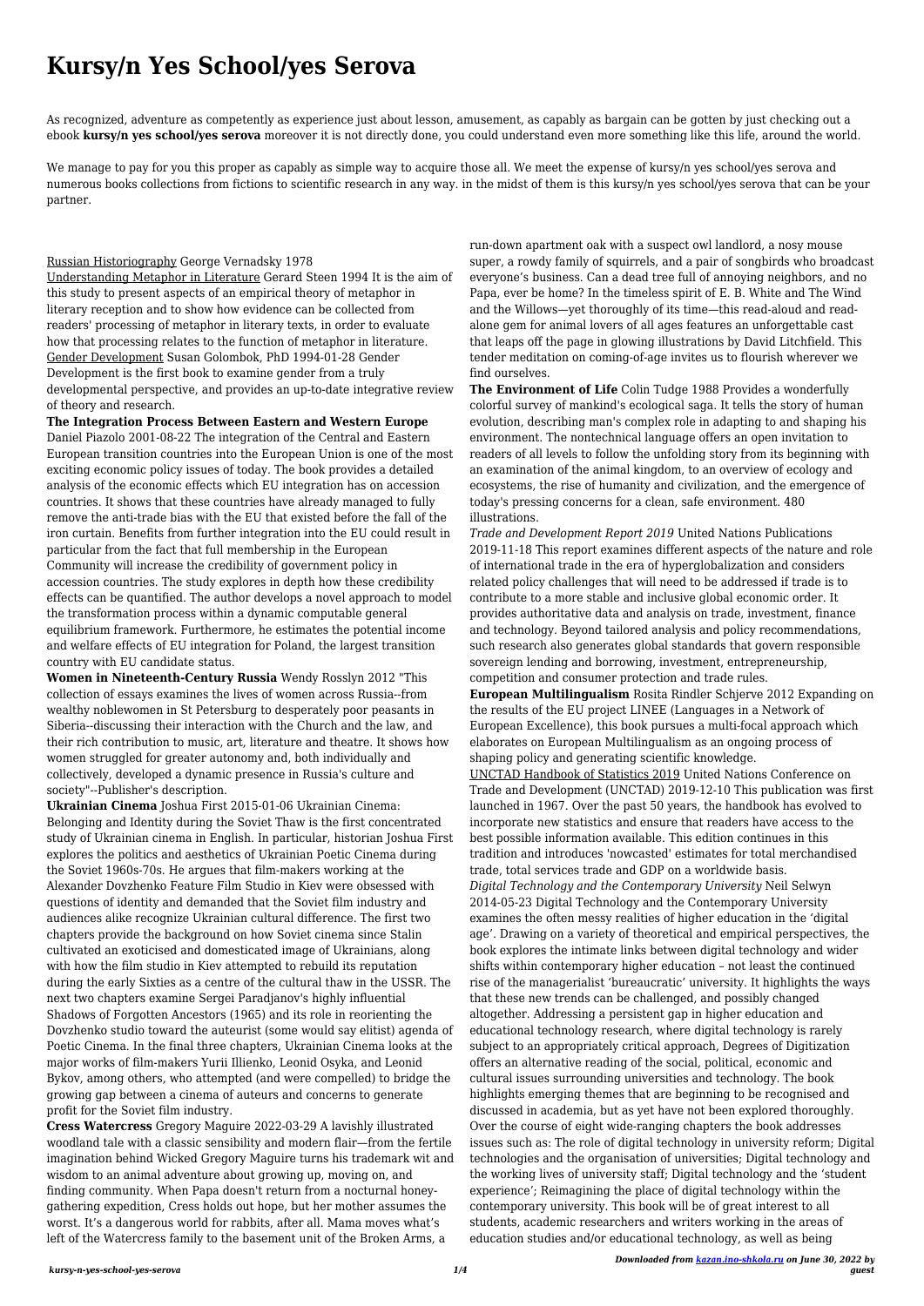# Kursy/n Yes School/yes Serova

As recognized, adventure as competently as experience just about lesson, amusement, as capably as bargain can be gotten by just checking out a ebook **kursy/n yes school/yes serova** moreover it is not directly done, you could understand even more something like this life, around the world.

We manage to pay for you this proper as capably as simple way to acquire those all. We meet the expense of kursy/n yes school/yes serova and numerous books collections from fictions to scientific research in any way. in the midst of them is this kursy/n yes school/yes serova that can be your partner.

Russian Historiography George Vernadsky 1978

Understanding Metaphor in Literature Gerard Steen 1994 It is the aim of this study to present aspects of an empirical theory of metaphor in literary reception and to show how evidence can be collected from readers' processing of metaphor in literary texts, in order to evaluate how that processing relates to the function of metaphor in literature.

Gender Development Susan Golombok, PhD 1994-01-28 Gender Development is the first book to examine gender from a truly developmental perspective, and provides an up-to-date integrative review of theory and research.

**The Integration Process Between Eastern and Western Europe** Daniel Piazolo 2001-08-22 The integration of the Central and Eastern European transition countries into the European Union is one of the most exciting economic policy issues of today. The book provides a detailed analysis of the economic effects which EU integration has on accession countries. It shows that these countries have already managed to fully remove the anti-trade bias with the EU that existed before the fall of the iron curtain. Benefits from further integration into the EU could result in particular from the fact that full membership in the European Community will increase the credibility of government policy in accession countries. The study explores in depth how these credibility effects can be quantified. The author develops a novel approach to model the transformation process within a dynamic computable general equilibrium framework. Furthermore, he estimates the potential income and welfare effects of EU integration for Poland, the largest transition country with EU candidate status.

**Women in Nineteenth-Century Russia** Wendy Rosslyn 2012 "This collection of essays examines the lives of women across Russia--from wealthy noblewomen in St Petersburg to desperately poor peasants in Siberia--discussing their interaction with the Church and the law, and their rich contribution to music, art, literature and theatre. It shows how women struggled for greater autonomy and, both individually and collectively, developed a dynamic presence in Russia's culture and society"--Publisher's description.

**Ukrainian Cinema** Joshua First 2015-01-06 Ukrainian Cinema: Belonging and Identity during the Soviet Thaw is the first concentrated study of Ukrainian cinema in English. In particular, historian Joshua First explores the politics and aesthetics of Ukrainian Poetic Cinema during the Soviet 1960s-70s. He argues that film-makers working at the Alexander Dovzhenko Feature Film Studio in Kiev were obsessed with questions of identity and demanded that the Soviet film industry and audiences alike recognize Ukrainian cultural difference. The first two chapters provide the background on how Soviet cinema since Stalin cultivated an exoticised and domesticated image of Ukrainians, along with how the film studio in Kiev attempted to rebuild its reputation during the early Sixties as a centre of the cultural thaw in the USSR. The next two chapters examine Sergei Paradjanov's highly influential Shadows of Forgotten Ancestors (1965) and its role in reorienting the Dovzhenko studio toward the auteurist (some would say elitist) agenda of Poetic Cinema. In the final three chapters, Ukrainian Cinema looks at the major works of film-makers Yurii Illienko, Leonid Osyka, and Leonid Bykov, among others, who attempted (and were compelled) to bridge the growing gap between a cinema of auteurs and concerns to generate profit for the Soviet film industry.

**Cress Watercress** Gregory Maguire 2022-03-29 A lavishly illustrated woodland tale with a classic sensibility and modern flair—from the fertile imagination behind Wicked Gregory Maguire turns his trademark wit and wisdom to an animal adventure about growing up, moving on, and finding community. When Papa doesn't return from a nocturnal honey-gathering expedition, Cress holds out hope, but her mother assumes the worst. It's a dangerous world for rabbits, after all. Mama moves what's left of the Watercress family to the basement unit of the Broken Arms, a run-down apartment oak with a suspect owl landlord, a nosy mouse super, a rowdy family of squirrels, and a pair of songbirds who broadcast everyone's business. Can a dead tree full of annoying neighbors, and no Papa, ever be home? In the timeless spirit of E. B. White and The Wind and the Willows—yet thoroughly of its time—this read-aloud and read-alone gem for animal lovers of all ages features an unforgettable cast that leaps off the page in glowing illustrations by David Litchfield. This tender meditation on coming-of-age invites us to flourish wherever we find ourselves.

**The Environment of Life** Colin Tudge 1988 Provides a wonderfully colorful survey of mankind's ecological saga. It tells the story of human evolution, describing man's complex role in adapting to and shaping his environment. The nontechnical language offers an open invitation to readers of all levels to follow the unfolding story from its beginning with an examination of the animal kingdom, to an overview of ecology and ecosystems, the rise of humanity and civilization, and the emergence of today's pressing concerns for a clean, safe environment. 480 illustrations.

*Trade and Development Report 2019* United Nations Publications 2019-11-18 This report examines different aspects of the nature and role of international trade in the era of hyperglobalization and considers related policy challenges that will need to be addressed if trade is to contribute to a more stable and inclusive global economic order. It provides authoritative data and analysis on trade, investment, finance and technology. Beyond tailored analysis and policy recommendations, such research also generates global standards that govern responsible sovereign lending and borrowing, investment, entrepreneurship, competition and consumer protection and trade rules.

**European Multilingualism** Rosita Rindler Schjerve 2012 Expanding on the results of the EU project LINEE (Languages in a Network of European Excellence), this book pursues a multi-focal approach which elaborates on European Multilingualism as an ongoing process of shaping policy and generating scientific knowledge.

UNCTAD Handbook of Statistics 2019 United Nations Conference on Trade and Development (UNCTAD) 2019-12-10 This publication was first launched in 1967. Over the past 50 years, the handbook has evolved to incorporate new statistics and ensure that readers have access to the best possible information available. This edition continues in this tradition and introduces 'nowcasted' estimates for total merchandised trade, total services trade and GDP on a worldwide basis.

*Digital Technology and the Contemporary University* Neil Selwyn 2014-05-23 Digital Technology and the Contemporary University examines the often messy realities of higher education in the 'digital age'. Drawing on a variety of theoretical and empirical perspectives, the book explores the intimate links between digital technology and wider shifts within contemporary higher education – not least the continued rise of the managerialist 'bureaucratic' university. It highlights the ways that these new trends can be challenged, and possibly changed altogether. Addressing a persistent gap in higher education and educational technology research, where digital technology is rarely subject to an appropriately critical approach, Degrees of Digitization offers an alternative reading of the social, political, economic and cultural issues surrounding universities and technology. The book highlights emerging themes that are beginning to be recognised and discussed in academia, but as yet have not been explored thoroughly. Over the course of eight wide-ranging chapters the book addresses issues such as: The role of digital technology in university reform; Digital technologies and the organisation of universities; Digital technology and the working lives of university staff; Digital technology and the 'student experience'; Reimagining the place of digital technology within the contemporary university. This book will be of great interest to all students, academic researchers and writers working in the areas of education studies and/or educational technology, as well as being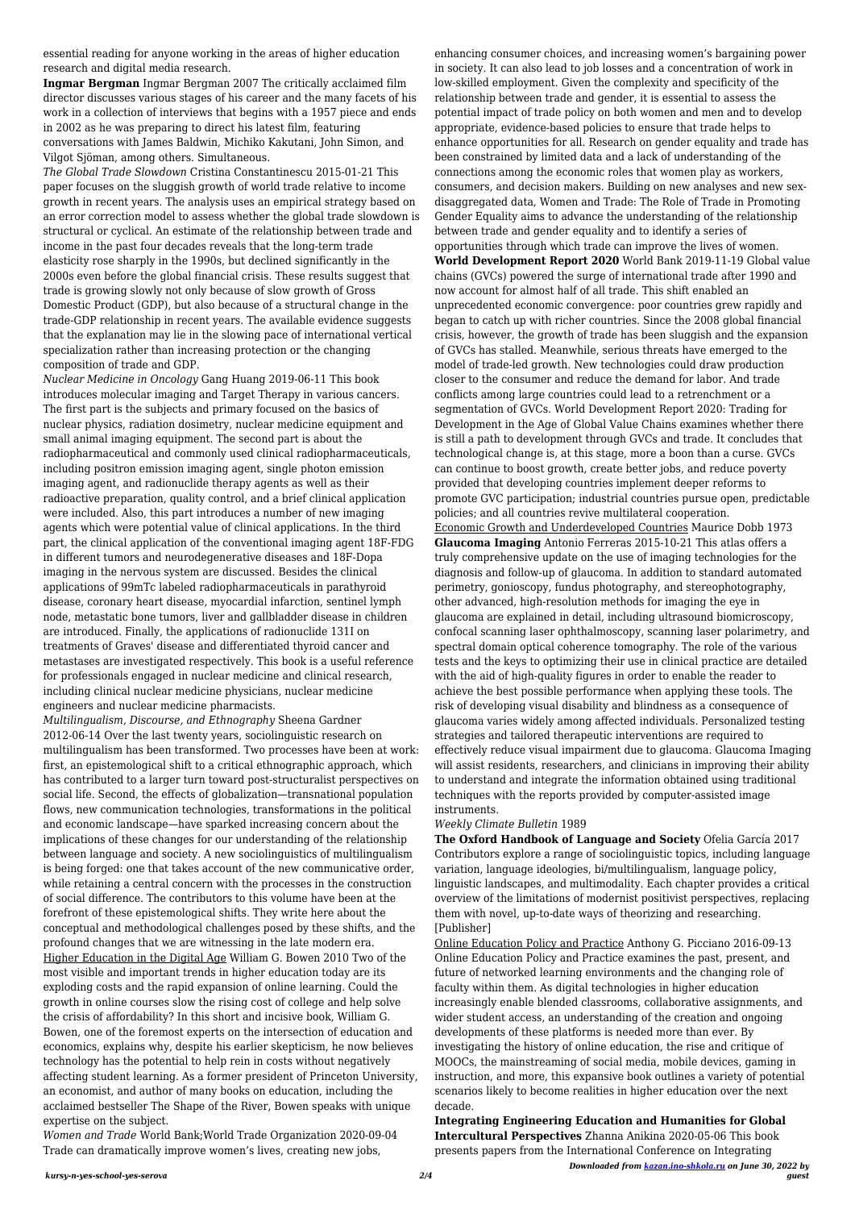essential reading for anyone working in the areas of higher education research and digital media research.

**Ingmar Bergman** Ingmar Bergman 2007 The critically acclaimed film director discusses various stages of his career and the many facets of his work in a collection of interviews that begins with a 1957 piece and ends in 2002 as he was preparing to direct his latest film, featuring conversations with James Baldwin, Michiko Kakutani, John Simon, and Vilgot Sjöman, among others. Simultaneous.

*The Global Trade Slowdown* Cristina Constantinescu 2015-01-21 This paper focuses on the sluggish growth of world trade relative to income growth in recent years. The analysis uses an empirical strategy based on an error correction model to assess whether the global trade slowdown is structural or cyclical. An estimate of the relationship between trade and income in the past four decades reveals that the long-term trade elasticity rose sharply in the 1990s, but declined significantly in the 2000s even before the global financial crisis. These results suggest that trade is growing slowly not only because of slow growth of Gross Domestic Product (GDP), but also because of a structural change in the trade-GDP relationship in recent years. The available evidence suggests that the explanation may lie in the slowing pace of international vertical specialization rather than increasing protection or the changing composition of trade and GDP.

*Nuclear Medicine in Oncology* Gang Huang 2019-06-11 This book introduces molecular imaging and Target Therapy in various cancers. The first part is the subjects and primary focused on the basics of nuclear physics, radiation dosimetry, nuclear medicine equipment and small animal imaging equipment. The second part is about the radiopharmaceutical and commonly used clinical radiopharmaceuticals, including positron emission imaging agent, single photon emission imaging agent, and radionuclide therapy agents as well as their radioactive preparation, quality control, and a brief clinical application were included. Also, this part introduces a number of new imaging agents which were potential value of clinical applications. In the third part, the clinical application of the conventional imaging agent 18F-FDG in different tumors and neurodegenerative diseases and 18F-Dopa imaging in the nervous system are discussed. Besides the clinical applications of 99mTc labeled radiopharmaceuticals in parathyroid disease, coronary heart disease, myocardial infarction, sentinel lymph node, metastatic bone tumors, liver and gallbladder disease in children are introduced. Finally, the applications of radionuclide 131I on treatments of Graves' disease and differentiated thyroid cancer and metastases are investigated respectively. This book is a useful reference for professionals engaged in nuclear medicine and clinical research, including clinical nuclear medicine physicians, nuclear medicine engineers and nuclear medicine pharmacists.

*Multilingualism, Discourse, and Ethnography* Sheena Gardner 2012-06-14 Over the last twenty years, sociolinguistic research on multilingualism has been transformed. Two processes have been at work: first, an epistemological shift to a critical ethnographic approach, which has contributed to a larger turn toward post-structuralist perspectives on social life. Second, the effects of globalization—transnational population flows, new communication technologies, transformations in the political and economic landscape—have sparked increasing concern about the implications of these changes for our understanding of the relationship between language and society. A new sociolinguistics of multilingualism is being forged: one that takes account of the new communicative order, while retaining a central concern with the processes in the construction of social difference. The contributors to this volume have been at the forefront of these epistemological shifts. They write here about the conceptual and methodological challenges posed by these shifts, and the profound changes that we are witnessing in the late modern era.

Higher Education in the Digital Age William G. Bowen 2010 Two of the most visible and important trends in higher education today are its exploding costs and the rapid expansion of online learning. Could the growth in online courses slow the rising cost of college and help solve the crisis of affordability? In this short and incisive book, William G. Bowen, one of the foremost experts on the intersection of education and economics, explains why, despite his earlier skepticism, he now believes technology has the potential to help rein in costs without negatively affecting student learning. As a former president of Princeton University, an economist, and author of many books on education, including the acclaimed bestseller The Shape of the River, Bowen speaks with unique expertise on the subject.

*Women and Trade* World Bank;World Trade Organization 2020-09-04 Trade can dramatically improve women's lives, creating new jobs, enhancing consumer choices, and increasing women's bargaining power in society. It can also lead to job losses and a concentration of work in low-skilled employment. Given the complexity and specificity of the relationship between trade and gender, it is essential to assess the potential impact of trade policy on both women and men and to develop appropriate, evidence-based policies to ensure that trade helps to enhance opportunities for all. Research on gender equality and trade has been constrained by limited data and a lack of understanding of the connections among the economic roles that women play as workers, consumers, and decision makers. Building on new analyses and new sex-disaggregated data, Women and Trade: The Role of Trade in Promoting Gender Equality aims to advance the understanding of the relationship between trade and gender equality and to identify a series of opportunities through which trade can improve the lives of women.

**World Development Report 2020** World Bank 2019-11-19 Global value chains (GVCs) powered the surge of international trade after 1990 and now account for almost half of all trade. This shift enabled an unprecedented economic convergence: poor countries grew rapidly and began to catch up with richer countries. Since the 2008 global financial crisis, however, the growth of trade has been sluggish and the expansion of GVCs has stalled. Meanwhile, serious threats have emerged to the model of trade-led growth. New technologies could draw production closer to the consumer and reduce the demand for labor. And trade conflicts among large countries could lead to a retrenchment or a segmentation of GVCs. World Development Report 2020: Trading for Development in the Age of Global Value Chains examines whether there is still a path to development through GVCs and trade. It concludes that technological change is, at this stage, more a boon than a curse. GVCs can continue to boost growth, create better jobs, and reduce poverty provided that developing countries implement deeper reforms to promote GVC participation; industrial countries pursue open, predictable policies; and all countries revive multilateral cooperation.

Economic Growth and Underdeveloped Countries Maurice Dobb 1973

**Glaucoma Imaging** Antonio Ferreras 2015-10-21 This atlas offers a truly comprehensive update on the use of imaging technologies for the diagnosis and follow-up of glaucoma. In addition to standard automated perimetry, gonioscopy, fundus photography, and stereophotography, other advanced, high-resolution methods for imaging the eye in glaucoma are explained in detail, including ultrasound biomicroscopy, confocal scanning laser ophthalmoscopy, scanning laser polarimetry, and spectral domain optical coherence tomography. The role of the various tests and the keys to optimizing their use in clinical practice are detailed with the aid of high-quality figures in order to enable the reader to achieve the best possible performance when applying these tools. The risk of developing visual disability and blindness as a consequence of glaucoma varies widely among affected individuals. Personalized testing strategies and tailored therapeutic interventions are required to effectively reduce visual impairment due to glaucoma. Glaucoma Imaging will assist residents, researchers, and clinicians in improving their ability to understand and integrate the information obtained using traditional techniques with the reports provided by computer-assisted image instruments.

*Weekly Climate Bulletin* 1989

**The Oxford Handbook of Language and Society** Ofelia García 2017 Contributors explore a range of sociolinguistic topics, including language variation, language ideologies, bi/multilingualism, language policy, linguistic landscapes, and multimodality. Each chapter provides a critical overview of the limitations of modernist positivist perspectives, replacing them with novel, up-to-date ways of theorizing and researching. [Publisher]

Online Education Policy and Practice Anthony G. Picciano 2016-09-13 Online Education Policy and Practice examines the past, present, and future of networked learning environments and the changing role of faculty within them. As digital technologies in higher education increasingly enable blended classrooms, collaborative assignments, and wider student access, an understanding of the creation and ongoing developments of these platforms is needed more than ever. By investigating the history of online education, the rise and critique of MOOCs, the mainstreaming of social media, mobile devices, gaming in instruction, and more, this expansive book outlines a variety of potential scenarios likely to become realities in higher education over the next decade.

**Integrating Engineering Education and Humanities for Global Intercultural Perspectives** Zhanna Anikina 2020-05-06 This book presents papers from the International Conference on Integrating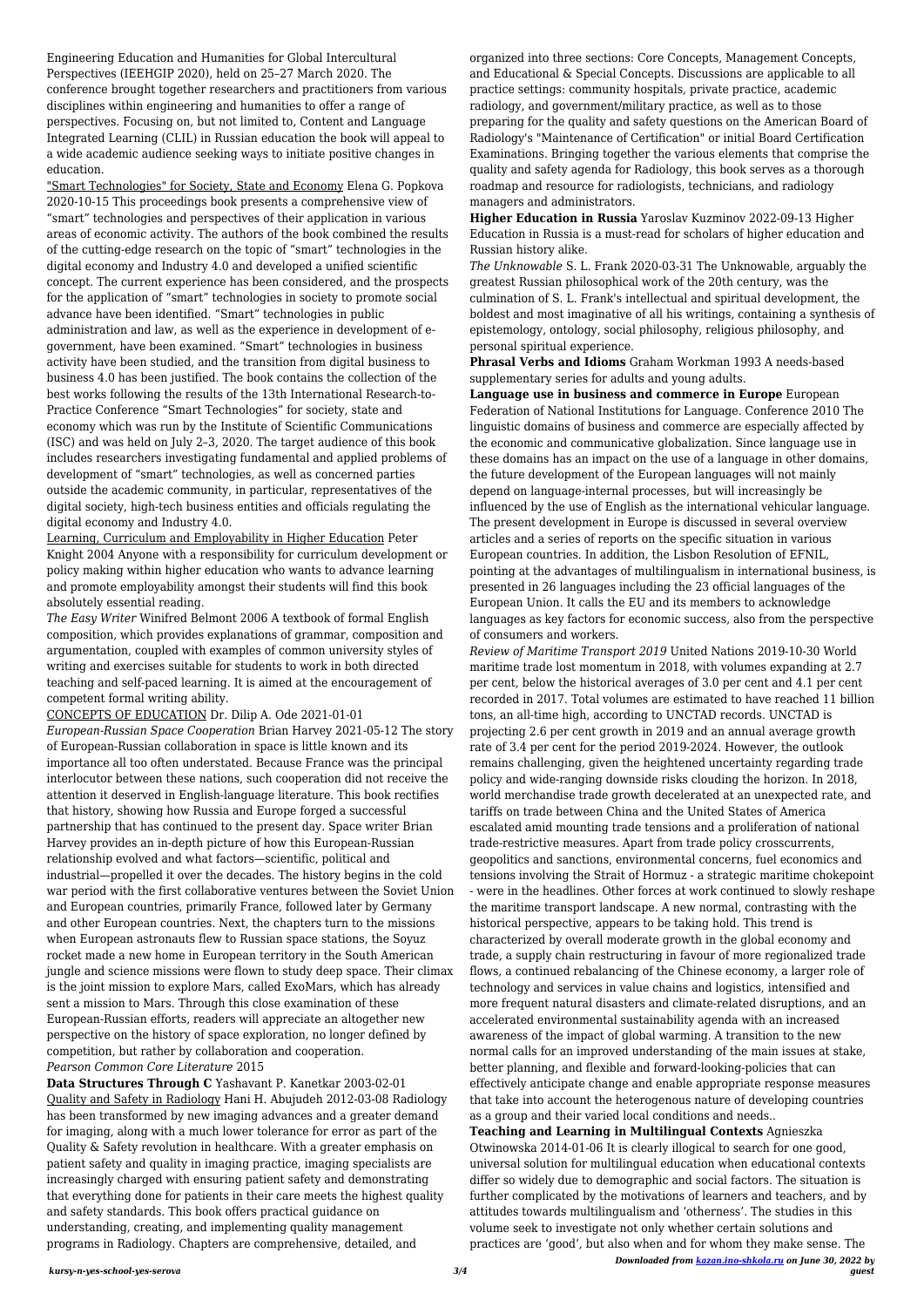Engineering Education and Humanities for Global Intercultural Perspectives (IEEHGIP 2020), held on 25–27 March 2020. The conference brought together researchers and practitioners from various disciplines within engineering and humanities to offer a range of perspectives. Focusing on, but not limited to, Content and Language Integrated Learning (CLIL) in Russian education the book will appeal to a wide academic audience seeking ways to initiate positive changes in education.

"Smart Technologies" for Society, State and Economy Elena G. Popkova 2020-10-15 This proceedings book presents a comprehensive view of "smart" technologies and perspectives of their application in various areas of economic activity. The authors of the book combined the results of the cutting-edge research on the topic of "smart" technologies in the digital economy and Industry 4.0 and developed a unified scientific concept. The current experience has been considered, and the prospects for the application of "smart" technologies in society to promote social advance have been identified. "Smart" technologies in public administration and law, as well as the experience in development of e-government, have been examined. "Smart" technologies in business activity have been studied, and the transition from digital business to business 4.0 has been justified. The book contains the collection of the best works following the results of the 13th International Research-to-Practice Conference "Smart Technologies" for society, state and economy which was run by the Institute of Scientific Communications (ISC) and was held on July 2–3, 2020. The target audience of this book includes researchers investigating fundamental and applied problems of development of "smart" technologies, as well as concerned parties outside the academic community, in particular, representatives of the digital society, high-tech business entities and officials regulating the digital economy and Industry 4.0.

Learning, Curriculum and Employability in Higher Education Peter Knight 2004 Anyone with a responsibility for curriculum development or policy making within higher education who wants to advance learning and promote employability amongst their students will find this book absolutely essential reading.

*The Easy Writer* Winifred Belmont 2006 A textbook of formal English composition, which provides explanations of grammar, composition and argumentation, coupled with examples of common university styles of writing and exercises suitable for students to work in both directed teaching and self-paced learning. It is aimed at the encouragement of competent formal writing ability.

CONCEPTS OF EDUCATION Dr. Dilip A. Ode 2021-01-01

*European-Russian Space Cooperation* Brian Harvey 2021-05-12 The story of European-Russian collaboration in space is little known and its importance all too often understated. Because France was the principal interlocutor between these nations, such cooperation did not receive the attention it deserved in English-language literature. This book rectifies that history, showing how Russia and Europe forged a successful partnership that has continued to the present day. Space writer Brian Harvey provides an in-depth picture of how this European-Russian relationship evolved and what factors—scientific, political and industrial—propelled it over the decades. The history begins in the cold war period with the first collaborative ventures between the Soviet Union and European countries, primarily France, followed later by Germany and other European countries. Next, the chapters turn to the missions when European astronauts flew to Russian space stations, the Soyuz rocket made a new home in European territory in the South American jungle and science missions were flown to study deep space. Their climax is the joint mission to explore Mars, called ExoMars, which has already sent a mission to Mars. Through this close examination of these European-Russian efforts, readers will appreciate an altogether new perspective on the history of space exploration, no longer defined by competition, but rather by collaboration and cooperation.

*Pearson Common Core Literature* 2015

**Data Structures Through C** Yashavant P. Kanetkar 2003-02-01

Quality and Safety in Radiology Hani H. Abujudeh 2012-03-08 Radiology has been transformed by new imaging advances and a greater demand for imaging, along with a much lower tolerance for error as part of the Quality & Safety revolution in healthcare. With a greater emphasis on patient safety and quality in imaging practice, imaging specialists are increasingly charged with ensuring patient safety and demonstrating that everything done for patients in their care meets the highest quality and safety standards. This book offers practical guidance on understanding, creating, and implementing quality management programs in Radiology. Chapters are comprehensive, detailed, and organized into three sections: Core Concepts, Management Concepts, and Educational & Special Concepts. Discussions are applicable to all practice settings: community hospitals, private practice, academic radiology, and government/military practice, as well as to those preparing for the quality and safety questions on the American Board of Radiology's "Maintenance of Certification" or initial Board Certification Examinations. Bringing together the various elements that comprise the quality and safety agenda for Radiology, this book serves as a thorough roadmap and resource for radiologists, technicians, and radiology managers and administrators.

**Higher Education in Russia** Yaroslav Kuzminov 2022-09-13 Higher Education in Russia is a must-read for scholars of higher education and Russian history alike.

*The Unknowable* S. L. Frank 2020-03-31 The Unknowable, arguably the greatest Russian philosophical work of the 20th century, was the culmination of S. L. Frank's intellectual and spiritual development, the boldest and most imaginative of all his writings, containing a synthesis of epistemology, ontology, social philosophy, religious philosophy, and personal spiritual experience.

**Phrasal Verbs and Idioms** Graham Workman 1993 A needs-based supplementary series for adults and young adults.

**Language use in business and commerce in Europe** European Federation of National Institutions for Language. Conference 2010 The linguistic domains of business and commerce are especially affected by the economic and communicative globalization. Since language use in these domains has an impact on the use of a language in other domains, the future development of the European languages will not mainly depend on language-internal processes, but will increasingly be influenced by the use of English as the international vehicular language. The present development in Europe is discussed in several overview articles and a series of reports on the specific situation in various European countries. In addition, the Lisbon Resolution of EFNIL, pointing at the advantages of multilingualism in international business, is presented in 26 languages including the 23 official languages of the European Union. It calls the EU and its members to acknowledge languages as key factors for economic success, also from the perspective of consumers and workers.

*Review of Maritime Transport 2019* United Nations 2019-10-30 World maritime trade lost momentum in 2018, with volumes expanding at 2.7 per cent, below the historical averages of 3.0 per cent and 4.1 per cent recorded in 2017. Total volumes are estimated to have reached 11 billion tons, an all-time high, according to UNCTAD records. UNCTAD is projecting 2.6 per cent growth in 2019 and an annual average growth rate of 3.4 per cent for the period 2019-2024. However, the outlook remains challenging, given the heightened uncertainty regarding trade policy and wide-ranging downside risks clouding the horizon. In 2018, world merchandise trade growth decelerated at an unexpected rate, and tariffs on trade between China and the United States of America escalated amid mounting trade tensions and a proliferation of national trade-restrictive measures. Apart from trade policy crosscurrents, geopolitics and sanctions, environmental concerns, fuel economics and tensions involving the Strait of Hormuz - a strategic maritime chokepoint - were in the headlines. Other forces at work continued to slowly reshape the maritime transport landscape. A new normal, contrasting with the historical perspective, appears to be taking hold. This trend is characterized by overall moderate growth in the global economy and trade, a supply chain restructuring in favour of more regionalized trade flows, a continued rebalancing of the Chinese economy, a larger role of technology and services in value chains and logistics, intensified and more frequent natural disasters and climate-related disruptions, and an accelerated environmental sustainability agenda with an increased awareness of the impact of global warming. A transition to the new normal calls for an improved understanding of the main issues at stake, better planning, and flexible and forward-looking-policies that can effectively anticipate change and enable appropriate response measures that take into account the heterogenous nature of developing countries as a group and their varied local conditions and needs..

**Teaching and Learning in Multilingual Contexts** Agnieszka Otwinowska 2014-01-06 It is clearly illogical to search for one good, universal solution for multilingual education when educational contexts differ so widely due to demographic and social factors. The situation is further complicated by the motivations of learners and teachers, and by attitudes towards multilingualism and 'otherness'. The studies in this volume seek to investigate not only whether certain solutions and practices are 'good', but also when and for whom they make sense. The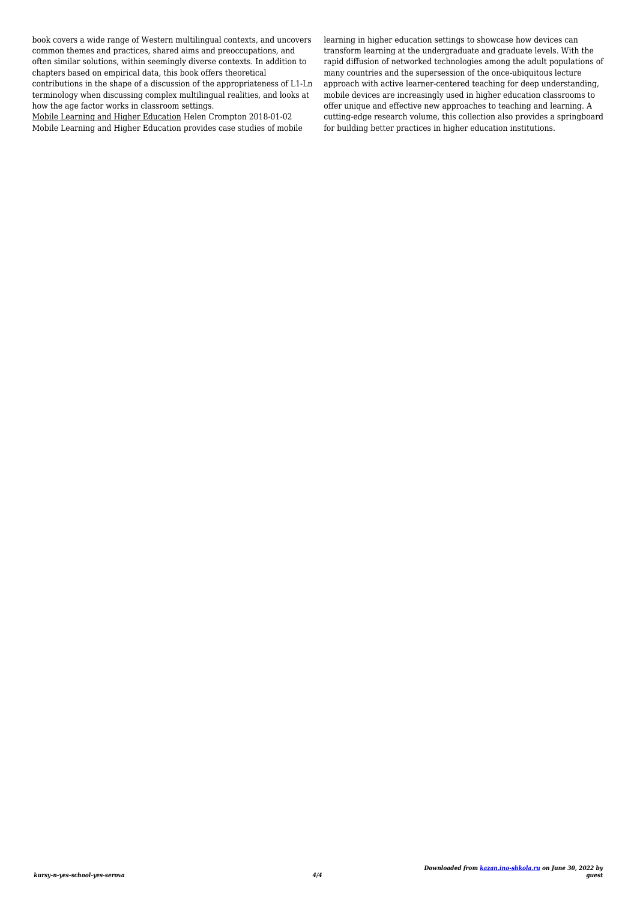book covers a wide range of Western multilingual contexts, and uncovers common themes and practices, shared aims and preoccupations, and often similar solutions, within seemingly diverse contexts. In addition to chapters based on empirical data, this book offers theoretical contributions in the shape of a discussion of the appropriateness of L1-Ln terminology when discussing complex multilingual realities, and looks at how the age factor works in classroom settings.

Mobile Learning and Higher Education Helen Crompton 2018-01-02 Mobile Learning and Higher Education provides case studies of mobile learning in higher education settings to showcase how devices can transform learning at the undergraduate and graduate levels. With the rapid diffusion of networked technologies among the adult populations of many countries and the supersession of the once-ubiquitous lecture approach with active learner-centered teaching for deep understanding, mobile devices are increasingly used in higher education classrooms to offer unique and effective new approaches to teaching and learning. A cutting-edge research volume, this collection also provides a springboard for building better practices in higher education institutions.